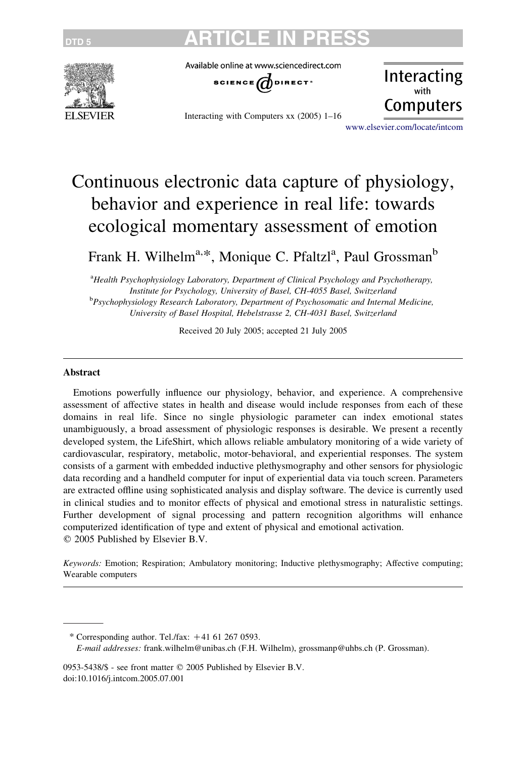# Continuous electronic data capture of physiology, behavior and experience in real life: towards ecological momentary assessment of emotion

Frank H. Wilhelm[a,*], Monique C. Pfaltzl[a], Paul Grossman[b]

[a]*Health Psychophysiology Laboratory, Department of Clinical Psychology and Psychotherapy, Institute for Psychology, University of Basel, CH-4055 Basel, Switzerland*
[b]*Psychophysiology Research Laboratory, Department of Psychosomatic and Internal Medicine, University of Basel Hospital, Hebelstrasse 2, CH-4031 Basel, Switzerland*

Received 20 July 2005; accepted 21 July 2005

## Abstract

Emotions powerfully influence our physiology, behavior, and experience. A comprehensive assessment of affective states in health and disease would include responses from each of these domains in real life. Since no single physiologic parameter can index emotional states unambiguously, a broad assessment of physiologic responses is desirable. We present a recently developed system, the LifeShirt, which allows reliable ambulatory monitoring of a wide variety of cardiovascular, respiratory, metabolic, motor-behavioral, and experiential responses. The system consists of a garment with embedded inductive plethysmography and other sensors for physiologic data recording and a handheld computer for input of experiential data via touch screen. Parameters are extracted offline using sophisticated analysis and display software. The device is currently used in clinical studies and to monitor effects of physical and emotional stress in naturalistic settings. Further development of signal processing and pattern recognition algorithms will enhance computerized identification of type and extent of physical and emotional activation.
© 2005 Published by Elsevier B.V.

*Keywords:* Emotion; Respiration; Ambulatory monitoring; Inductive plethysmography; Affective computing; Wearable computers

---

\* Corresponding author. Tel./fax: +41 61 267 0593.
*E-mail addresses:* frank.wilhelm@unibas.ch (F.H. Wilhelm), grossmanp@uhbs.ch (P. Grossman).

0953-5438/$ - see front matter © 2005 Published by Elsevier B.V.
doi:10.1016/j.intcom.2005.07.001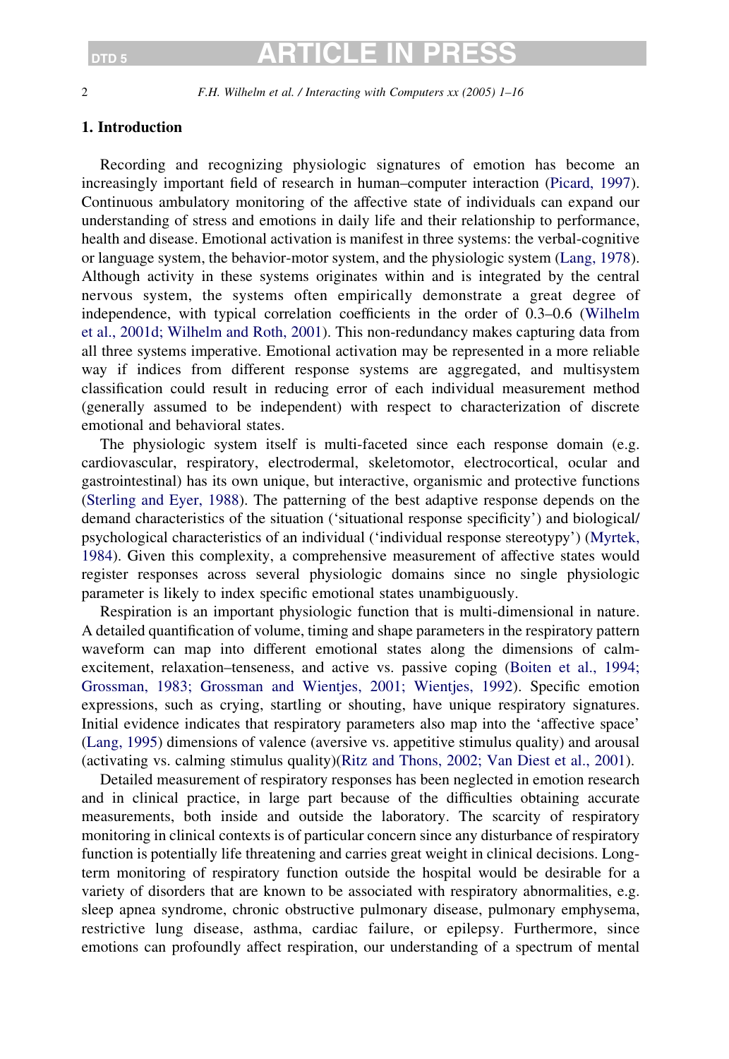## 1. Introduction

Recording and recognizing physiologic signatures of emotion has become an increasingly important field of research in human–computer interaction (Picard, 1997). Continuous ambulatory monitoring of the affective state of individuals can expand our understanding of stress and emotions in daily life and their relationship to performance, health and disease. Emotional activation is manifest in three systems: the verbal-cognitive or language system, the behavior-motor system, and the physiologic system (Lang, 1978). Although activity in these systems originates within and is integrated by the central nervous system, the systems often empirically demonstrate a great degree of independence, with typical correlation coefficients in the order of 0.3–0.6 (Wilhelm et al., 2001d; Wilhelm and Roth, 2001). This non-redundancy makes capturing data from all three systems imperative. Emotional activation may be represented in a more reliable way if indices from different response systems are aggregated, and multisystem classification could result in reducing error of each individual measurement method (generally assumed to be independent) with respect to characterization of discrete emotional and behavioral states.

The physiologic system itself is multi-faceted since each response domain (e.g. cardiovascular, respiratory, electrodermal, skeletomotor, electrocortical, ocular and gastrointestinal) has its own unique, but interactive, organismic and protective functions (Sterling and Eyer, 1988). The patterning of the best adaptive response depends on the demand characteristics of the situation ('situational response specificity') and biological/psychological characteristics of an individual ('individual response stereotypy') (Myrtek, 1984). Given this complexity, a comprehensive measurement of affective states would register responses across several physiologic domains since no single physiologic parameter is likely to index specific emotional states unambiguously.

Respiration is an important physiologic function that is multi-dimensional in nature. A detailed quantification of volume, timing and shape parameters in the respiratory pattern waveform can map into different emotional states along the dimensions of calm-excitement, relaxation–tenseness, and active vs. passive coping (Boiten et al., 1994; Grossman, 1983; Grossman and Wientjes, 2001; Wientjes, 1992). Specific emotion expressions, such as crying, startling or shouting, have unique respiratory signatures. Initial evidence indicates that respiratory parameters also map into the 'affective space' (Lang, 1995) dimensions of valence (aversive vs. appetitive stimulus quality) and arousal (activating vs. calming stimulus quality)(Ritz and Thons, 2002; Van Diest et al., 2001).

Detailed measurement of respiratory responses has been neglected in emotion research and in clinical practice, in large part because of the difficulties obtaining accurate measurements, both inside and outside the laboratory. The scarcity of respiratory monitoring in clinical contexts is of particular concern since any disturbance of respiratory function is potentially life threatening and carries great weight in clinical decisions. Long-term monitoring of respiratory function outside the hospital would be desirable for a variety of disorders that are known to be associated with respiratory abnormalities, e.g. sleep apnea syndrome, chronic obstructive pulmonary disease, pulmonary emphysema, restrictive lung disease, asthma, cardiac failure, or epilepsy. Furthermore, since emotions can profoundly affect respiration, our understanding of a spectrum of mental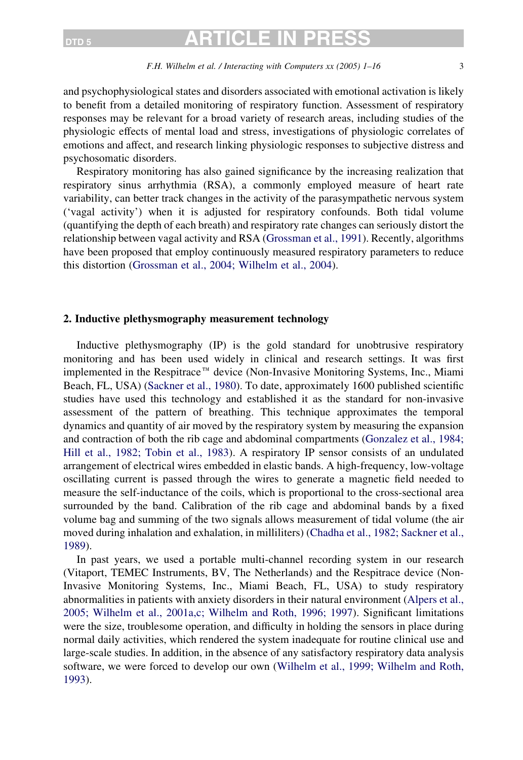and psychophysiological states and disorders associated with emotional activation is likely to benefit from a detailed monitoring of respiratory function. Assessment of respiratory responses may be relevant for a broad variety of research areas, including studies of the physiologic effects of mental load and stress, investigations of physiologic correlates of emotions and affect, and research linking physiologic responses to subjective distress and psychosomatic disorders.

Respiratory monitoring has also gained significance by the increasing realization that respiratory sinus arrhythmia (RSA), a commonly employed measure of heart rate variability, can better track changes in the activity of the parasympathetic nervous system ('vagal activity') when it is adjusted for respiratory confounds. Both tidal volume (quantifying the depth of each breath) and respiratory rate changes can seriously distort the relationship between vagal activity and RSA (Grossman et al., 1991). Recently, algorithms have been proposed that employ continuously measured respiratory parameters to reduce this distortion (Grossman et al., 2004; Wilhelm et al., 2004).

## 2. Inductive plethysmography measurement technology

Inductive plethysmography (IP) is the gold standard for unobtrusive respiratory monitoring and has been used widely in clinical and research settings. It was first implemented in the Respitrace™ device (Non-Invasive Monitoring Systems, Inc., Miami Beach, FL, USA) (Sackner et al., 1980). To date, approximately 1600 published scientific studies have used this technology and established it as the standard for non-invasive assessment of the pattern of breathing. This technique approximates the temporal dynamics and quantity of air moved by the respiratory system by measuring the expansion and contraction of both the rib cage and abdominal compartments (Gonzalez et al., 1984; Hill et al., 1982; Tobin et al., 1983). A respiratory IP sensor consists of an undulated arrangement of electrical wires embedded in elastic bands. A high-frequency, low-voltage oscillating current is passed through the wires to generate a magnetic field needed to measure the self-inductance of the coils, which is proportional to the cross-sectional area surrounded by the band. Calibration of the rib cage and abdominal bands by a fixed volume bag and summing of the two signals allows measurement of tidal volume (the air moved during inhalation and exhalation, in milliliters) (Chadha et al., 1982; Sackner et al., 1989).

In past years, we used a portable multi-channel recording system in our research (Vitaport, TEMEC Instruments, BV, The Netherlands) and the Respitrace device (Non-Invasive Monitoring Systems, Inc., Miami Beach, FL, USA) to study respiratory abnormalities in patients with anxiety disorders in their natural environment (Alpers et al., 2005; Wilhelm et al., 2001a,c; Wilhelm and Roth, 1996; 1997). Significant limitations were the size, troublesome operation, and difficulty in holding the sensors in place during normal daily activities, which rendered the system inadequate for routine clinical use and large-scale studies. In addition, in the absence of any satisfactory respiratory data analysis software, we were forced to develop our own (Wilhelm et al., 1999; Wilhelm and Roth, 1993).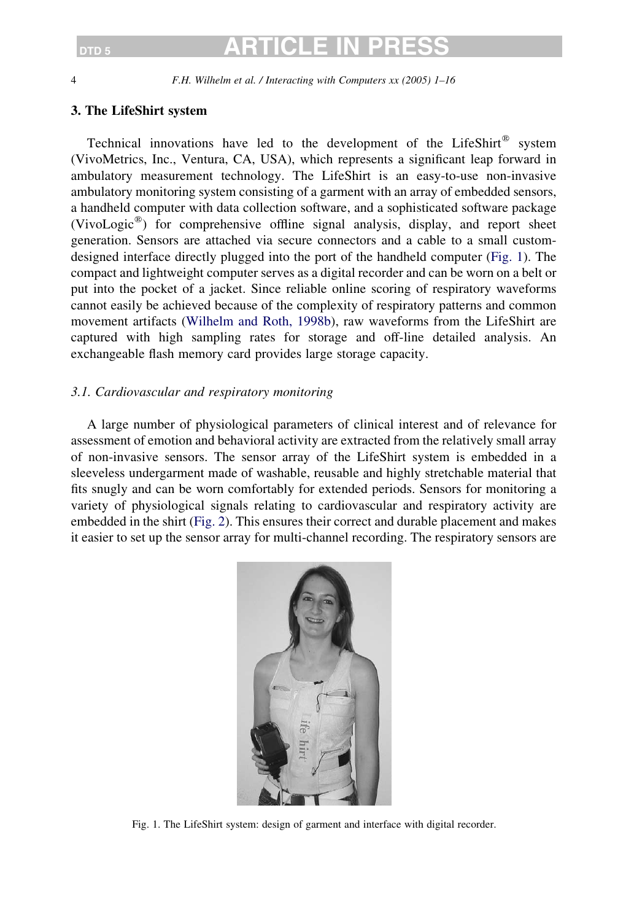## 3. The LifeShirt system

Technical innovations have led to the development of the LifeShirt® system (VivoMetrics, Inc., Ventura, CA, USA), which represents a significant leap forward in ambulatory measurement technology. The LifeShirt is an easy-to-use non-invasive ambulatory monitoring system consisting of a garment with an array of embedded sensors, a handheld computer with data collection software, and a sophisticated software package (VivoLogic®) for comprehensive offline signal analysis, display, and report sheet generation. Sensors are attached via secure connectors and a cable to a small custom-designed interface directly plugged into the port of the handheld computer (Fig. 1). The compact and lightweight computer serves as a digital recorder and can be worn on a belt or put into the pocket of a jacket. Since reliable online scoring of respiratory waveforms cannot easily be achieved because of the complexity of respiratory patterns and common movement artifacts (Wilhelm and Roth, 1998b), raw waveforms from the LifeShirt are captured with high sampling rates for storage and off-line detailed analysis. An exchangeable flash memory card provides large storage capacity.

### *3.1. Cardiovascular and respiratory monitoring*

A large number of physiological parameters of clinical interest and of relevance for assessment of emotion and behavioral activity are extracted from the relatively small array of non-invasive sensors. The sensor array of the LifeShirt system is embedded in a sleeveless undergarment made of washable, reusable and highly stretchable material that fits snugly and can be worn comfortably for extended periods. Sensors for monitoring a variety of physiological signals relating to cardiovascular and respiratory activity are embedded in the shirt (Fig. 2). This ensures their correct and durable placement and makes it easier to set up the sensor array for multi-channel recording. The respiratory sensors are

Fig. 1. The LifeShirt system: design of garment and interface with digital recorder.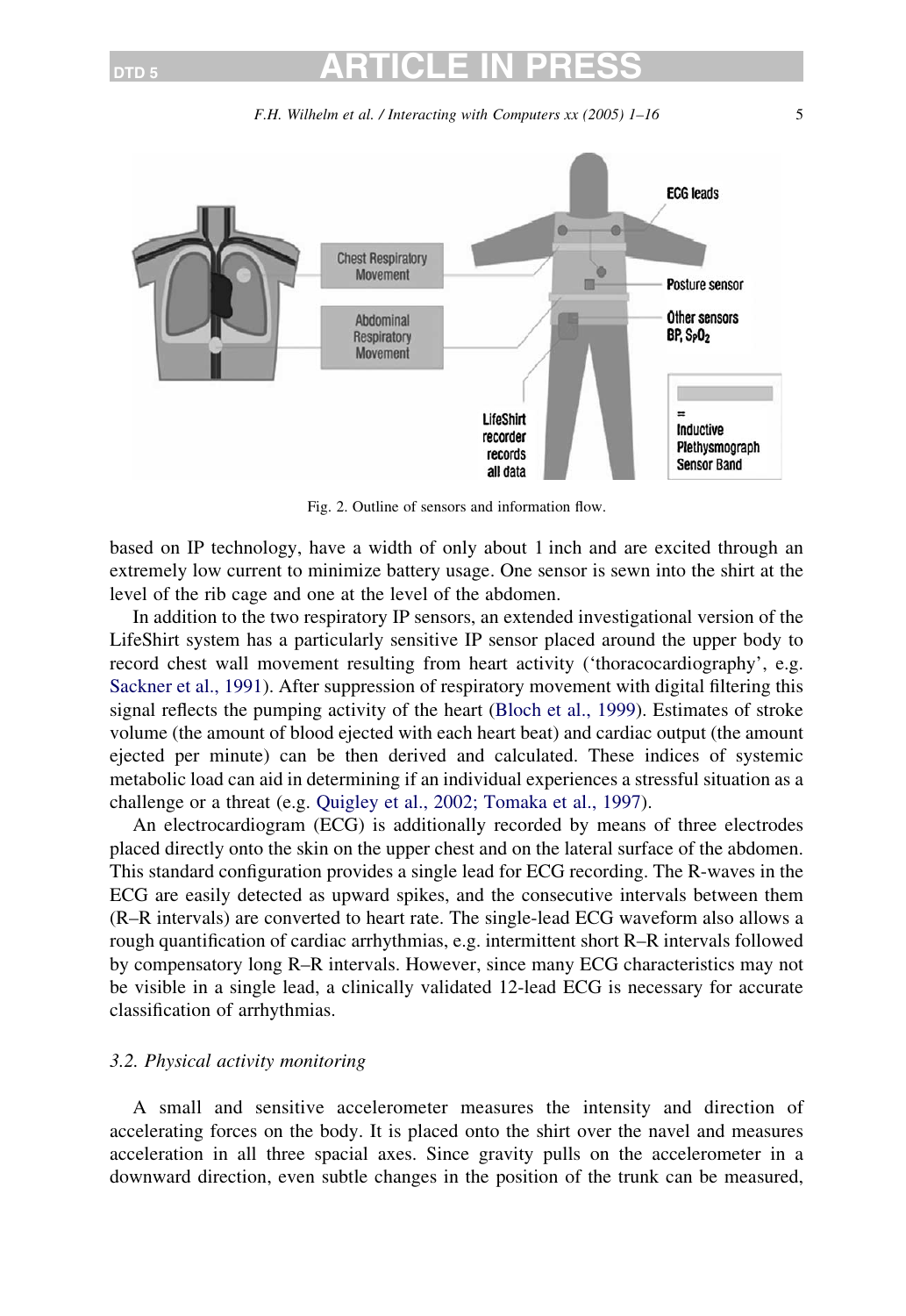Fig. 2. Outline of sensors and information flow.

based on IP technology, have a width of only about 1 inch and are excited through an extremely low current to minimize battery usage. One sensor is sewn into the shirt at the level of the rib cage and one at the level of the abdomen.

In addition to the two respiratory IP sensors, an extended investigational version of the LifeShirt system has a particularly sensitive IP sensor placed around the upper body to record chest wall movement resulting from heart activity ('thoracocardiography', e.g. Sackner et al., 1991). After suppression of respiratory movement with digital filtering this signal reflects the pumping activity of the heart (Bloch et al., 1999). Estimates of stroke volume (the amount of blood ejected with each heart beat) and cardiac output (the amount ejected per minute) can be then derived and calculated. These indices of systemic metabolic load can aid in determining if an individual experiences a stressful situation as a challenge or a threat (e.g. Quigley et al., 2002; Tomaka et al., 1997).

An electrocardiogram (ECG) is additionally recorded by means of three electrodes placed directly onto the skin on the upper chest and on the lateral surface of the abdomen. This standard configuration provides a single lead for ECG recording. The R-waves in the ECG are easily detected as upward spikes, and the consecutive intervals between them (R–R intervals) are converted to heart rate. The single-lead ECG waveform also allows a rough quantification of cardiac arrhythmias, e.g. intermittent short R–R intervals followed by compensatory long R–R intervals. However, since many ECG characteristics may not be visible in a single lead, a clinically validated 12-lead ECG is necessary for accurate classification of arrhythmias.

### *3.2. Physical activity monitoring*

A small and sensitive accelerometer measures the intensity and direction of accelerating forces on the body. It is placed onto the shirt over the navel and measures acceleration in all three spacial axes. Since gravity pulls on the accelerometer in a downward direction, even subtle changes in the position of the trunk can be measured,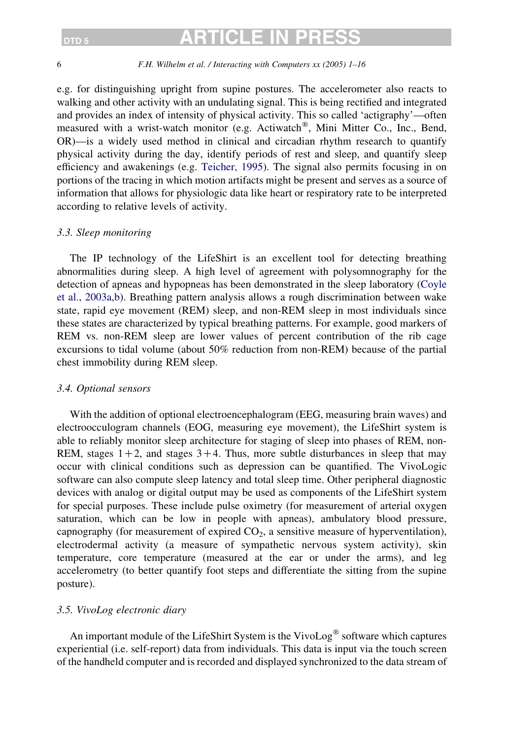e.g. for distinguishing upright from supine postures. The accelerometer also reacts to walking and other activity with an undulating signal. This is being rectified and integrated and provides an index of intensity of physical activity. This so called 'actigraphy'—often measured with a wrist-watch monitor (e.g. Actiwatch®, Mini Mitter Co., Inc., Bend, OR)—is a widely used method in clinical and circadian rhythm research to quantify physical activity during the day, identify periods of rest and sleep, and quantify sleep efficiency and awakenings (e.g. Teicher, 1995). The signal also permits focusing in on portions of the tracing in which motion artifacts might be present and serves as a source of information that allows for physiologic data like heart or respiratory rate to be interpreted according to relative levels of activity.

### 3.3. Sleep monitoring

The IP technology of the LifeShirt is an excellent tool for detecting breathing abnormalities during sleep. A high level of agreement with polysomnography for the detection of apneas and hypopneas has been demonstrated in the sleep laboratory (Coyle et al., 2003a,b). Breathing pattern analysis allows a rough discrimination between wake state, rapid eye movement (REM) sleep, and non-REM sleep in most individuals since these states are characterized by typical breathing patterns. For example, good markers of REM vs. non-REM sleep are lower values of percent contribution of the rib cage excursions to tidal volume (about 50% reduction from non-REM) because of the partial chest immobility during REM sleep.

### 3.4. Optional sensors

With the addition of optional electroencephalogram (EEG, measuring brain waves) and electrooculogram channels (EOG, measuring eye movement), the LifeShirt system is able to reliably monitor sleep architecture for staging of sleep into phases of REM, non-REM, stages 1+2, and stages 3+4. Thus, more subtle disturbances in sleep that may occur with clinical conditions such as depression can be quantified. The VivoLogic software can also compute sleep latency and total sleep time. Other peripheral diagnostic devices with analog or digital output may be used as components of the LifeShirt system for special purposes. These include pulse oximetry (for measurement of arterial oxygen saturation, which can be low in people with apneas), ambulatory blood pressure, capnography (for measurement of expired $CO_2$, a sensitive measure of hyperventilation), electrodermal activity (a measure of sympathetic nervous system activity), skin temperature, core temperature (measured at the ear or under the arms), and leg accelerometry (to better quantify foot steps and differentiate the sitting from the supine posture).

### 3.5. VivoLog electronic diary

An important module of the LifeShirt System is the VivoLog® software which captures experiential (i.e. self-report) data from individuals. This data is input via the touch screen of the handheld computer and is recorded and displayed synchronized to the data stream of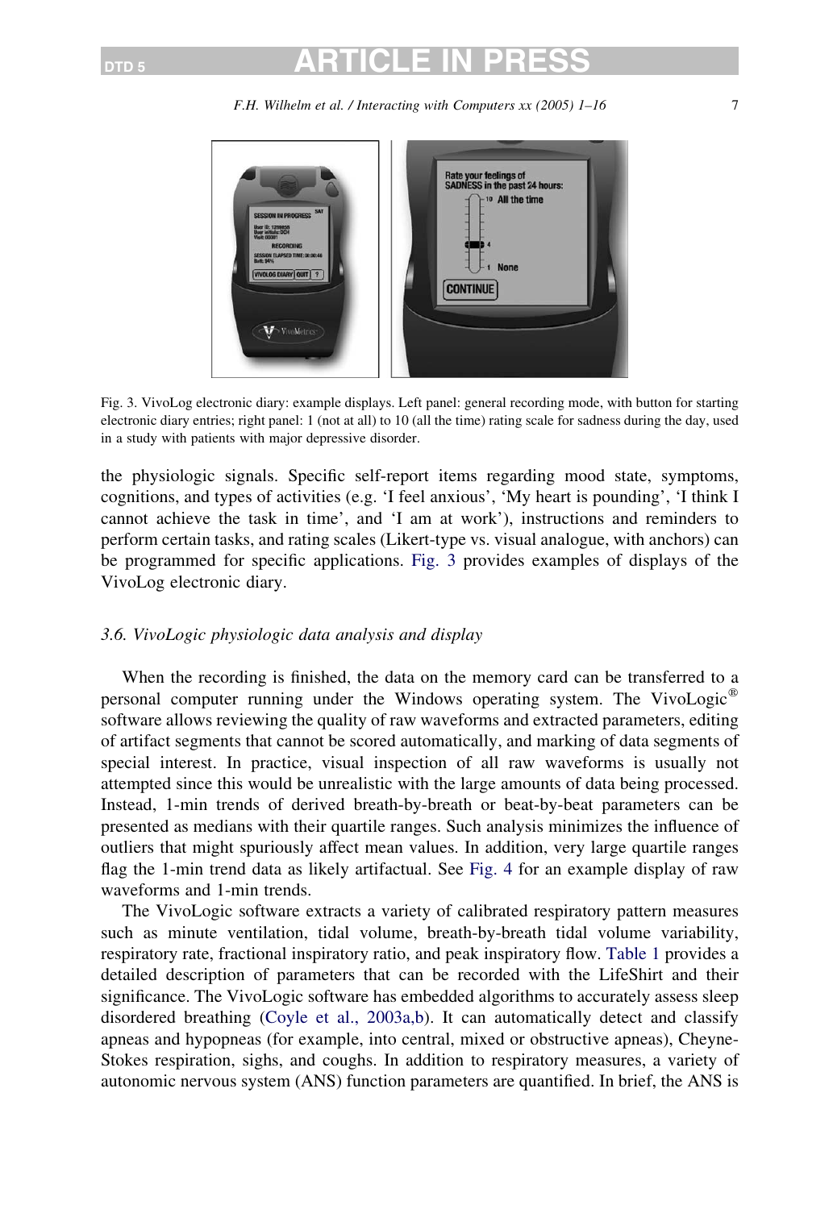Fig. 3. VivoLog electronic diary: example displays. Left panel: general recording mode, with button for starting electronic diary entries; right panel: 1 (not at all) to 10 (all the time) rating scale for sadness during the day, used in a study with patients with major depressive disorder.

the physiologic signals. Specific self-report items regarding mood state, symptoms, cognitions, and types of activities (e.g. 'I feel anxious', 'My heart is pounding', 'I think I cannot achieve the task in time', and 'I am at work'), instructions and reminders to perform certain tasks, and rating scales (Likert-type vs. visual analogue, with anchors) can be programmed for specific applications. Fig. 3 provides examples of displays of the VivoLog electronic diary.

### *3.6. VivoLogic physiologic data analysis and display*

When the recording is finished, the data on the memory card can be transferred to a personal computer running under the Windows operating system. The VivoLogic® software allows reviewing the quality of raw waveforms and extracted parameters, editing of artifact segments that cannot be scored automatically, and marking of data segments of special interest. In practice, visual inspection of all raw waveforms is usually not attempted since this would be unrealistic with the large amounts of data being processed. Instead, 1-min trends of derived breath-by-breath or beat-by-beat parameters can be presented as medians with their quartile ranges. Such analysis minimizes the influence of outliers that might spuriously affect mean values. In addition, very large quartile ranges flag the 1-min trend data as likely artifactual. See Fig. 4 for an example display of raw waveforms and 1-min trends.

The VivoLogic software extracts a variety of calibrated respiratory pattern measures such as minute ventilation, tidal volume, breath-by-breath tidal volume variability, respiratory rate, fractional inspiratory ratio, and peak inspiratory flow. Table 1 provides a detailed description of parameters that can be recorded with the LifeShirt and their significance. The VivoLogic software has embedded algorithms to accurately assess sleep disordered breathing (Coyle et al., 2003a,b). It can automatically detect and classify apneas and hypopneas (for example, into central, mixed or obstructive apneas), Cheyne-Stokes respiration, sighs, and coughs. In addition to respiratory measures, a variety of autonomic nervous system (ANS) function parameters are quantified. In brief, the ANS is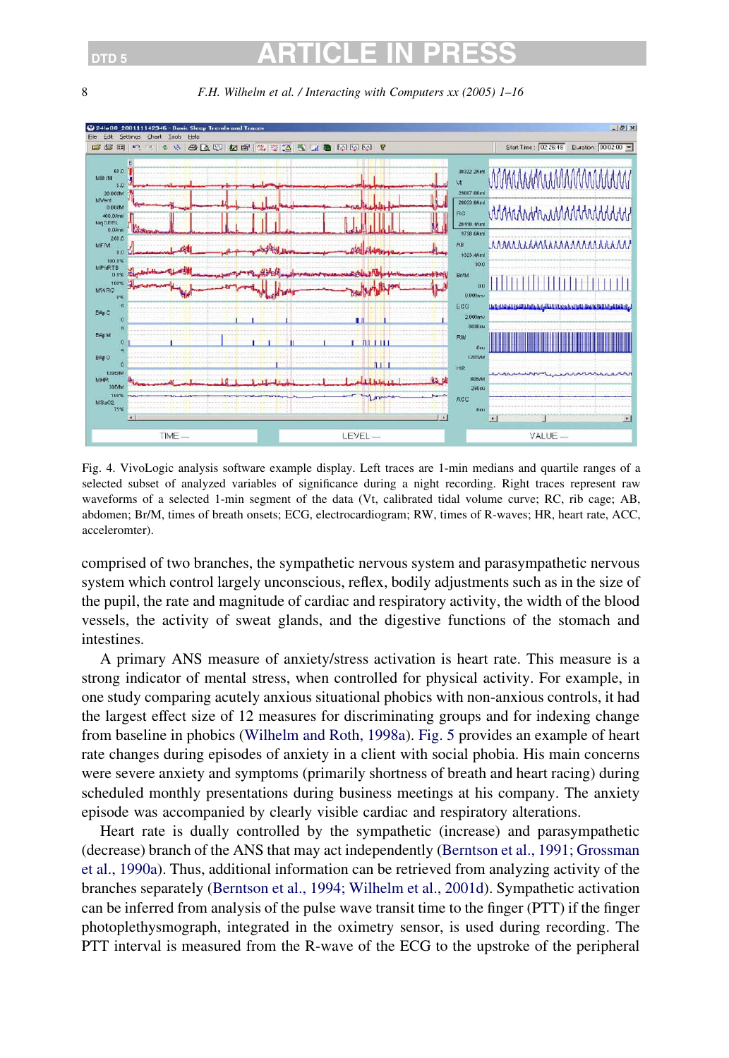Fig. 4. VivoLogic analysis software example display. Left traces are 1-min medians and quartile ranges of a selected subset of analyzed variables of significance during a night recording. Right traces represent raw waveforms of a selected 1-min segment of the data (Vt, calibrated tidal volume curve; RC, rib cage; AB, abdomen; Br/M, times of breath onsets; ECG, electrocardiogram; RW, times of R-waves; HR, heart rate, ACC, acceleromter).

comprised of two branches, the sympathetic nervous system and parasympathetic nervous system which control largely unconscious, reflex, bodily adjustments such as in the size of the pupil, the rate and magnitude of cardiac and respiratory activity, the width of the blood vessels, the activity of sweat glands, and the digestive functions of the stomach and intestines.

A primary ANS measure of anxiety/stress activation is heart rate. This measure is a strong indicator of mental stress, when controlled for physical activity. For example, in one study comparing acutely anxious situational phobics with non-anxious controls, it had the largest effect size of 12 measures for discriminating groups and for indexing change from baseline in phobics (Wilhelm and Roth, 1998a). Fig. 5 provides an example of heart rate changes during episodes of anxiety in a client with social phobia. His main concerns were severe anxiety and symptoms (primarily shortness of breath and heart racing) during scheduled monthly presentations during business meetings at his company. The anxiety episode was accompanied by clearly visible cardiac and respiratory alterations.

Heart rate is dually controlled by the sympathetic (increase) and parasympathetic (decrease) branch of the ANS that may act independently (Berntson et al., 1991; Grossman et al., 1990a). Thus, additional information can be retrieved from analyzing activity of the branches separately (Berntson et al., 1994; Wilhelm et al., 2001d). Sympathetic activation can be inferred from analysis of the pulse wave transit time to the finger (PTT) if the finger photoplethysmograph, integrated in the oximetry sensor, is used during recording. The PTT interval is measured from the R-wave of the ECG to the upstroke of the peripheral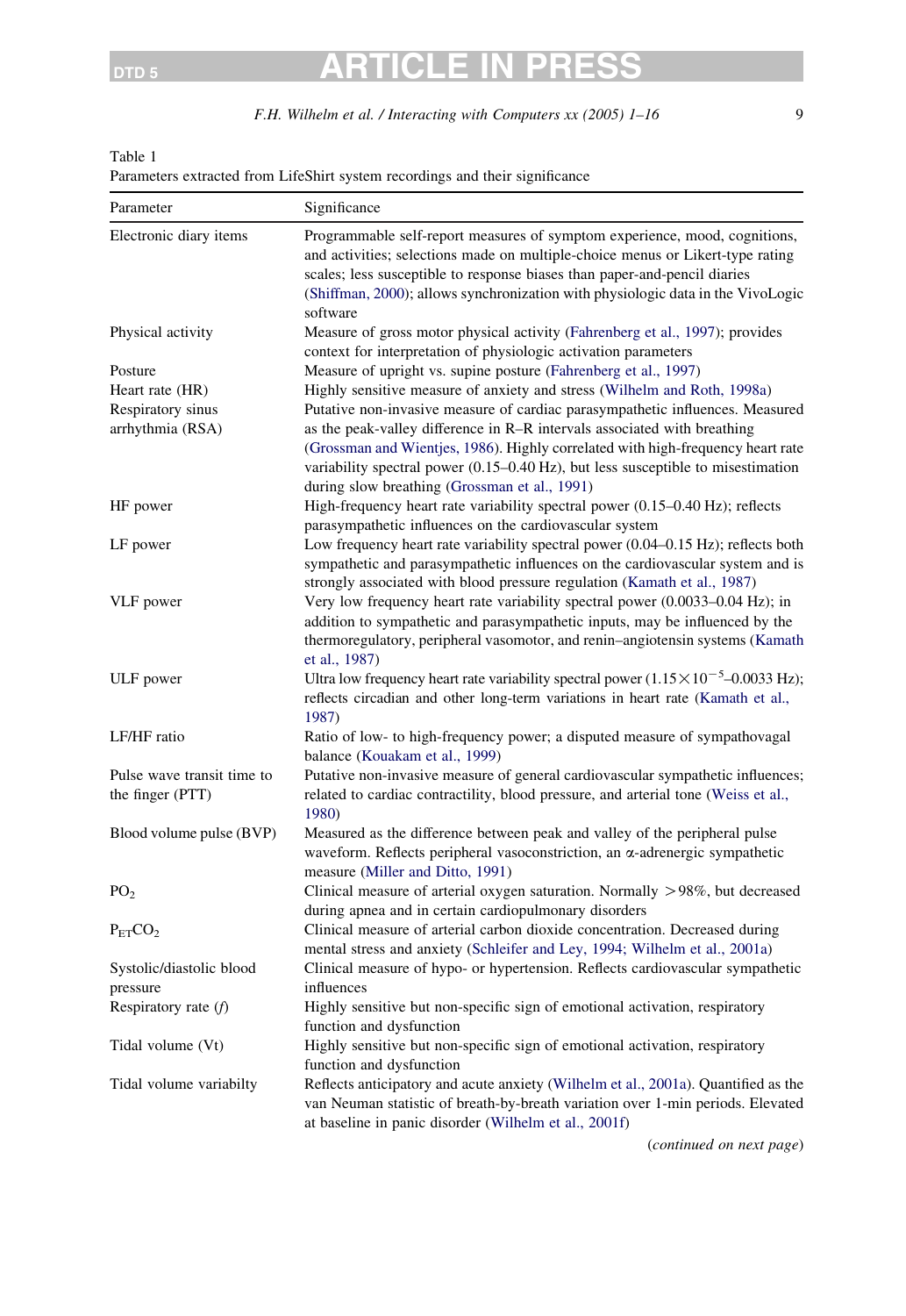Table 1
Parameters extracted from LifeShirt system recordings and their significance

| Parameter | Significance |
|---|---|
| Electronic diary items | Programmable self-report measures of symptom experience, mood, cognitions, and activities; selections made on multiple-choice menus or Likert-type rating scales; less susceptible to response biases than paper-and-pencil diaries (Shiffman, 2000); allows synchronization with physiologic data in the VivoLogic software |
| Physical activity | Measure of gross motor physical activity (Fahrenberg et al., 1997); provides context for interpretation of physiologic activation parameters |
| Posture | Measure of upright vs. supine posture (Fahrenberg et al., 1997) |
| Heart rate (HR) | Highly sensitive measure of anxiety and stress (Wilhelm and Roth, 1998a) |
| Respiratory sinus arrhythmia (RSA) | Putative non-invasive measure of cardiac parasympathetic influences. Measured as the peak-valley difference in R–R intervals associated with breathing (Grossman and Wientjes, 1986). Highly correlated with high-frequency heart rate variability spectral power (0.15–0.40 Hz), but less susceptible to misestimation during slow breathing (Grossman et al., 1991) |
| HF power | High-frequency heart rate variability spectral power (0.15–0.40 Hz); reflects parasympathetic influences on the cardiovascular system |
| LF power | Low frequency heart rate variability spectral power (0.04–0.15 Hz); reflects both sympathetic and parasympathetic influences on the cardiovascular system and is strongly associated with blood pressure regulation (Kamath et al., 1987) |
| VLF power | Very low frequency heart rate variability spectral power (0.0033–0.04 Hz); in addition to sympathetic and parasympathetic inputs, may be influenced by the thermoregulatory, peripheral vasomotor, and renin–angiotensin systems (Kamath et al., 1987) |
| ULF power | Ultra low frequency heart rate variability spectral power ($1.15\times10^{-5}$–0.0033 Hz); reflects circadian and other long-term variations in heart rate (Kamath et al., 1987) |
| LF/HF ratio | Ratio of low- to high-frequency power; a disputed measure of sympathovagal balance (Kouakam et al., 1999) |
| Pulse wave transit time to the finger (PTT) | Putative non-invasive measure of general cardiovascular sympathetic influences; related to cardiac contractility, blood pressure, and arterial tone (Weiss et al., 1980) |
| Blood volume pulse (BVP) | Measured as the difference between peak and valley of the peripheral pulse waveform. Reflects peripheral vasoconstriction, an α-adrenergic sympathetic measure (Miller and Ditto, 1991) |
| $PO_2$ | Clinical measure of arterial oxygen saturation. Normally >98%, but decreased during apnea and in certain cardiopulmonary disorders |
| $P_{ET}CO_2$ | Clinical measure of arterial carbon dioxide concentration. Decreased during mental stress and anxiety (Schleifer and Ley, 1994; Wilhelm et al., 2001a) |
| Systolic/diastolic blood pressure | Clinical measure of hypo- or hypertension. Reflects cardiovascular sympathetic influences |
| Respiratory rate ($f$) | Highly sensitive but non-specific sign of emotional activation, respiratory function and dysfunction |
| Tidal volume (Vt) | Highly sensitive but non-specific sign of emotional activation, respiratory function and dysfunction |
| Tidal volume variabilty | Reflects anticipatory and acute anxiety (Wilhelm et al., 2001a). Quantified as the van Neuman statistic of breath-by-breath variation over 1-min periods. Elevated at baseline in panic disorder (Wilhelm et al., 2001f) |

(*continued on next page*)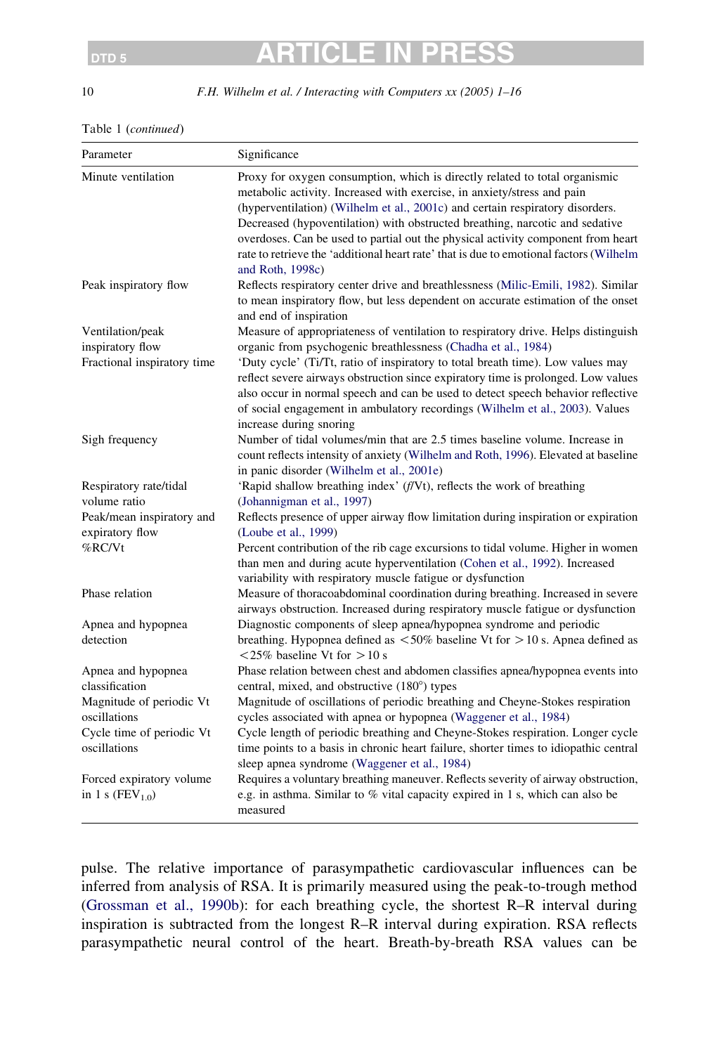Table 1 (*continued*)

| Parameter | Significance |
|---|---|
| Minute ventilation | Proxy for oxygen consumption, which is directly related to total organismic metabolic activity. Increased with exercise, in anxiety/stress and pain (hyperventilation) (Wilhelm et al., 2001c) and certain respiratory disorders. Decreased (hypoventilation) with obstructed breathing, narcotic and sedative overdoses. Can be used to partial out the physical activity component from heart rate to retrieve the 'additional heart rate' that is due to emotional factors (Wilhelm and Roth, 1998c) |
| Peak inspiratory flow | Reflects respiratory center drive and breathlessness (Milic-Emili, 1982). Similar to mean inspiratory flow, but less dependent on accurate estimation of the onset and end of inspiration |
| Ventilation/peak inspiratory flow | Measure of appropriateness of ventilation to respiratory drive. Helps distinguish organic from psychogenic breathlessness (Chadha et al., 1984) |
| Fractional inspiratory time | 'Duty cycle' (Ti/Tt, ratio of inspiratory to total breath time). Low values may reflect severe airways obstruction since expiratory time is prolonged. Low values also occur in normal speech and can be used to detect speech behavior reflective of social engagement in ambulatory recordings (Wilhelm et al., 2003). Values increase during snoring |
| Sigh frequency | Number of tidal volumes/min that are 2.5 times baseline volume. Increase in count reflects intensity of anxiety (Wilhelm and Roth, 1996). Elevated at baseline in panic disorder (Wilhelm et al., 2001e) |
| Respiratory rate/tidal volume ratio | 'Rapid shallow breathing index' (*f*/Vt), reflects the work of breathing (Johannigman et al., 1997) |
| Peak/mean inspiratory and expiratory flow | Reflects presence of upper airway flow limitation during inspiration or expiration (Loube et al., 1999) |
| %RC/Vt | Percent contribution of the rib cage excursions to tidal volume. Higher in women than men and during acute hyperventilation (Cohen et al., 1992). Increased variability with respiratory muscle fatigue or dysfunction |
| Phase relation | Measure of thoracoabdominal coordination during breathing. Increased in severe airways obstruction. Increased during respiratory muscle fatigue or dysfunction |
| Apnea and hypopnea detection | Diagnostic components of sleep apnea/hypopnea syndrome and periodic breathing. Hypopnea defined as $<50\%$ baseline Vt for $>10$ s. Apnea defined as $<25\%$ baseline Vt for $>10$ s |
| Apnea and hypopnea classification | Phase relation between chest and abdomen classifies apnea/hypopnea events into central, mixed, and obstructive (180°) types |
| Magnitude of periodic Vt oscillations | Magnitude of oscillations of periodic breathing and Cheyne-Stokes respiration cycles associated with apnea or hypopnea (Waggener et al., 1984) |
| Cycle time of periodic Vt oscillations | Cycle length of periodic breathing and Cheyne-Stokes respiration. Longer cycle time points to a basis in chronic heart failure, shorter times to idiopathic central sleep apnea syndrome (Waggener et al., 1984) |
| Forced expiratory volume in 1 s ($FEV_{1.0}$) | Requires a voluntary breathing maneuver. Reflects severity of airway obstruction, e.g. in asthma. Similar to % vital capacity expired in 1 s, which can also be measured |

pulse. The relative importance of parasympathetic cardiovascular influences can be inferred from analysis of RSA. It is primarily measured using the peak-to-trough method (Grossman et al., 1990b): for each breathing cycle, the shortest R–R interval during inspiration is subtracted from the longest R–R interval during expiration. RSA reflects parasympathetic neural control of the heart. Breath-by-breath RSA values can be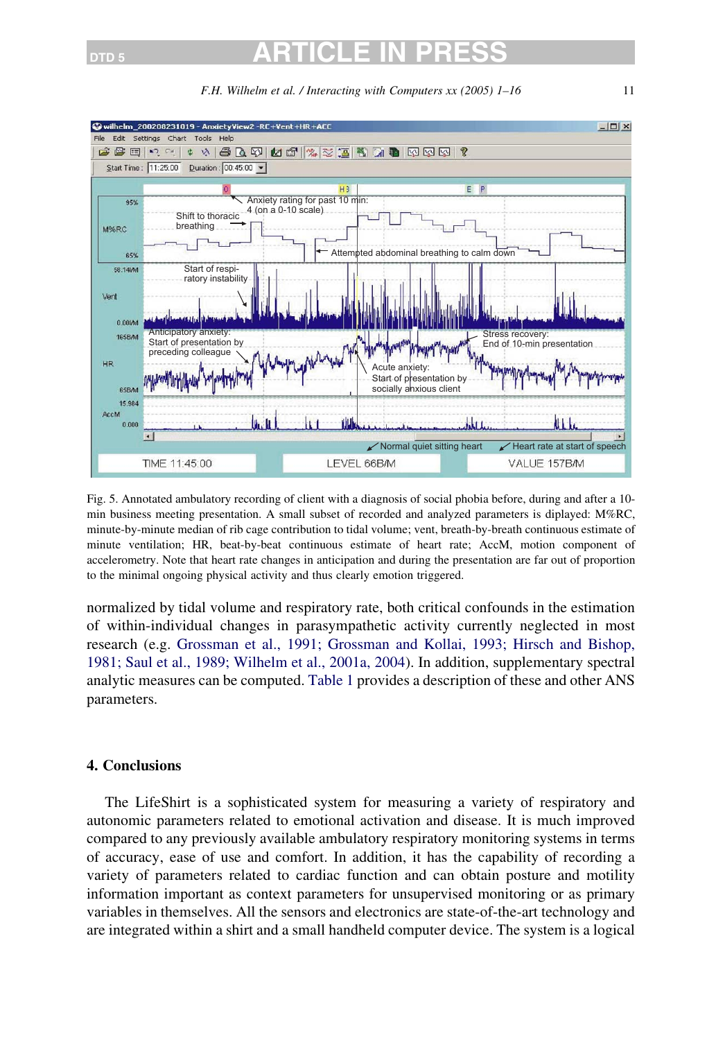Fig. 5. Annotated ambulatory recording of client with a diagnosis of social phobia before, during and after a 10-min business meeting presentation. A small subset of recorded and analyzed parameters is diplayed: M%RC, minute-by-minute median of rib cage contribution to tidal volume; vent, breath-by-breath continuous estimate of minute ventilation; HR, beat-by-beat continuous estimate of heart rate; AccM, motion component of accelerometry. Note that heart rate changes in anticipation and during the presentation are far out of proportion to the minimal ongoing physical activity and thus clearly emotion triggered.

normalized by tidal volume and respiratory rate, both critical confounds in the estimation of within-individual changes in parasympathetic activity currently neglected in most research (e.g. Grossman et al., 1991; Grossman and Kollai, 1993; Hirsch and Bishop, 1981; Saul et al., 1989; Wilhelm et al., 2001a, 2004). In addition, supplementary spectral analytic measures can be computed. Table 1 provides a description of these and other ANS parameters.

## 4. Conclusions

The LifeShirt is a sophisticated system for measuring a variety of respiratory and autonomic parameters related to emotional activation and disease. It is much improved compared to any previously available ambulatory respiratory monitoring systems in terms of accuracy, ease of use and comfort. In addition, it has the capability of recording a variety of parameters related to cardiac function and can obtain posture and motility information important as context parameters for unsupervised monitoring or as primary variables in themselves. All the sensors and electronics are state-of-the-art technology and are integrated within a shirt and a small handheld computer device. The system is a logical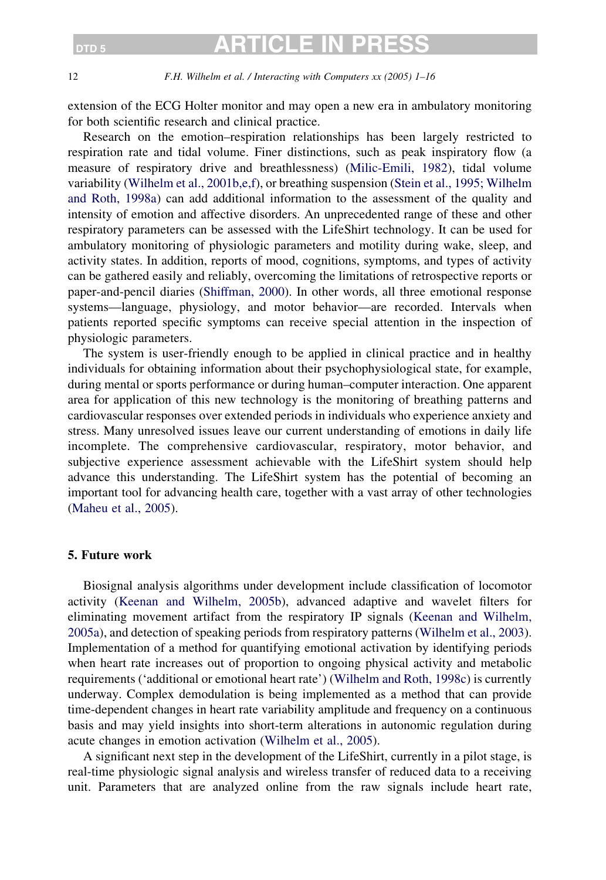extension of the ECG Holter monitor and may open a new era in ambulatory monitoring for both scientific research and clinical practice.

Research on the emotion–respiration relationships has been largely restricted to respiration rate and tidal volume. Finer distinctions, such as peak inspiratory flow (a measure of respiratory drive and breathlessness) (Milic-Emili, 1982), tidal volume variability (Wilhelm et al., 2001b,e,f), or breathing suspension (Stein et al., 1995; Wilhelm and Roth, 1998a) can add additional information to the assessment of the quality and intensity of emotion and affective disorders. An unprecedented range of these and other respiratory parameters can be assessed with the LifeShirt technology. It can be used for ambulatory monitoring of physiologic parameters and motility during wake, sleep, and activity states. In addition, reports of mood, cognitions, symptoms, and types of activity can be gathered easily and reliably, overcoming the limitations of retrospective reports or paper-and-pencil diaries (Shiffman, 2000). In other words, all three emotional response systems—language, physiology, and motor behavior—are recorded. Intervals when patients reported specific symptoms can receive special attention in the inspection of physiologic parameters.

The system is user-friendly enough to be applied in clinical practice and in healthy individuals for obtaining information about their psychophysiological state, for example, during mental or sports performance or during human–computer interaction. One apparent area for application of this new technology is the monitoring of breathing patterns and cardiovascular responses over extended periods in individuals who experience anxiety and stress. Many unresolved issues leave our current understanding of emotions in daily life incomplete. The comprehensive cardiovascular, respiratory, motor behavior, and subjective experience assessment achievable with the LifeShirt system should help advance this understanding. The LifeShirt system has the potential of becoming an important tool for advancing health care, together with a vast array of other technologies (Maheu et al., 2005).

## 5. Future work

Biosignal analysis algorithms under development include classification of locomotor activity (Keenan and Wilhelm, 2005b), advanced adaptive and wavelet filters for eliminating movement artifact from the respiratory IP signals (Keenan and Wilhelm, 2005a), and detection of speaking periods from respiratory patterns (Wilhelm et al., 2003). Implementation of a method for quantifying emotional activation by identifying periods when heart rate increases out of proportion to ongoing physical activity and metabolic requirements ('additional or emotional heart rate') (Wilhelm and Roth, 1998c) is currently underway. Complex demodulation is being implemented as a method that can provide time-dependent changes in heart rate variability amplitude and frequency on a continuous basis and may yield insights into short-term alterations in autonomic regulation during acute changes in emotion activation (Wilhelm et al., 2005).

A significant next step in the development of the LifeShirt, currently in a pilot stage, is real-time physiologic signal analysis and wireless transfer of reduced data to a receiving unit. Parameters that are analyzed online from the raw signals include heart rate,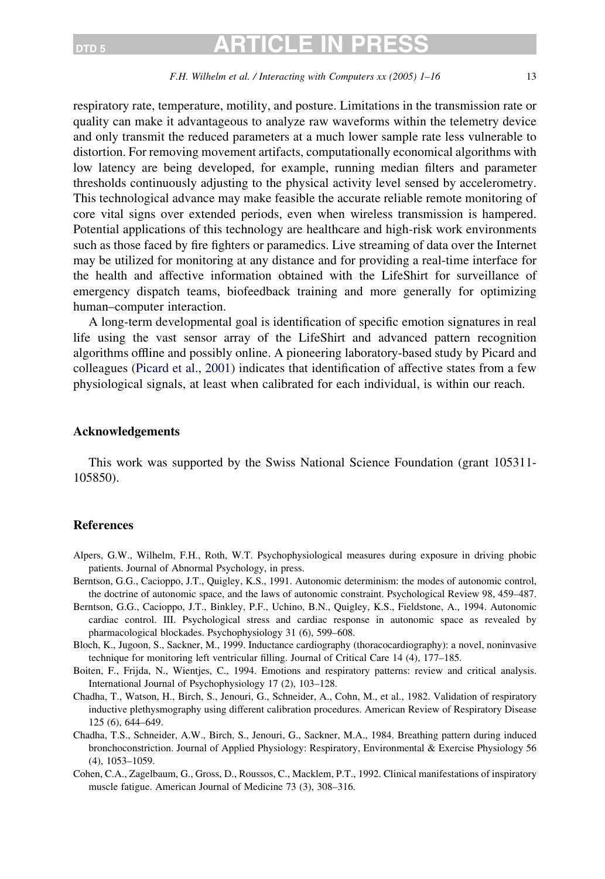respiratory rate, temperature, motility, and posture. Limitations in the transmission rate or quality can make it advantageous to analyze raw waveforms within the telemetry device and only transmit the reduced parameters at a much lower sample rate less vulnerable to distortion. For removing movement artifacts, computationally economical algorithms with low latency are being developed, for example, running median filters and parameter thresholds continuously adjusting to the physical activity level sensed by accelerometry. This technological advance may make feasible the accurate reliable remote monitoring of core vital signs over extended periods, even when wireless transmission is hampered. Potential applications of this technology are healthcare and high-risk work environments such as those faced by fire fighters or paramedics. Live streaming of data over the Internet may be utilized for monitoring at any distance and for providing a real-time interface for the health and affective information obtained with the LifeShirt for surveillance of emergency dispatch teams, biofeedback training and more generally for optimizing human–computer interaction.

A long-term developmental goal is identification of specific emotion signatures in real life using the vast sensor array of the LifeShirt and advanced pattern recognition algorithms offline and possibly online. A pioneering laboratory-based study by Picard and colleagues (Picard et al., 2001) indicates that identification of affective states from a few physiological signals, at least when calibrated for each individual, is within our reach.

## Acknowledgements

This work was supported by the Swiss National Science Foundation (grant 105311-105850).

## References

Alpers, G.W., Wilhelm, F.H., Roth, W.T. Psychophysiological measures during exposure in driving phobic patients. Journal of Abnormal Psychology, in press.

Berntson, G.G., Cacioppo, J.T., Quigley, K.S., 1991. Autonomic determinism: the modes of autonomic control, the doctrine of autonomic space, and the laws of autonomic constraint. Psychological Review 98, 459–487.

Berntson, G.G., Cacioppo, J.T., Binkley, P.F., Uchino, B.N., Quigley, K.S., Fieldstone, A., 1994. Autonomic cardiac control. III. Psychological stress and cardiac response in autonomic space as revealed by pharmacological blockades. Psychophysiology 31 (6), 599–608.

Bloch, K., Jugoon, S., Sackner, M., 1999. Inductance cardiography (thoracocardiography): a novel, noninvasive technique for monitoring left ventricular filling. Journal of Critical Care 14 (4), 177–185.

Boiten, F., Frijda, N., Wientjes, C., 1994. Emotions and respiratory patterns: review and critical analysis. International Journal of Psychophysiology 17 (2), 103–128.

Chadha, T., Watson, H., Birch, S., Jenouri, G., Schneider, A., Cohn, M., et al., 1982. Validation of respiratory inductive plethysmography using different calibration procedures. American Review of Respiratory Disease 125 (6), 644–649.

Chadha, T.S., Schneider, A.W., Birch, S., Jenouri, G., Sackner, M.A., 1984. Breathing pattern during induced bronchoconstriction. Journal of Applied Physiology: Respiratory, Environmental & Exercise Physiology 56 (4), 1053–1059.

Cohen, C.A., Zagelbaum, G., Gross, D., Roussos, C., Macklem, P.T., 1992. Clinical manifestations of inspiratory muscle fatigue. American Journal of Medicine 73 (3), 308–316.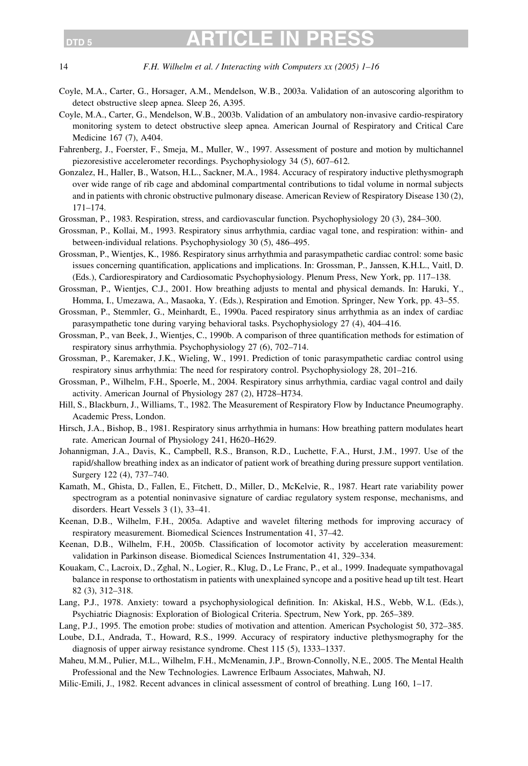Coyle, M.A., Carter, G., Horsager, A.M., Mendelson, W.B., 2003a. Validation of an autoscoring algorithm to detect obstructive sleep apnea. Sleep 26, A395.

Coyle, M.A., Carter, G., Mendelson, W.B., 2003b. Validation of an ambulatory non-invasive cardio-respiratory monitoring system to detect obstructive sleep apnea. American Journal of Respiratory and Critical Care Medicine 167 (7), A404.

Fahrenberg, J., Foerster, F., Smeja, M., Muller, W., 1997. Assessment of posture and motion by multichannel piezoresistive accelerometer recordings. Psychophysiology 34 (5), 607–612.

Gonzalez, H., Haller, B., Watson, H.L., Sackner, M.A., 1984. Accuracy of respiratory inductive plethysmograph over wide range of rib cage and abdominal compartmental contributions to tidal volume in normal subjects and in patients with chronic obstructive pulmonary disease. American Review of Respiratory Disease 130 (2), 171–174.

Grossman, P., 1983. Respiration, stress, and cardiovascular function. Psychophysiology 20 (3), 284–300.

Grossman, P., Kollai, M., 1993. Respiratory sinus arrhythmia, cardiac vagal tone, and respiration: within- and between-individual relations. Psychophysiology 30 (5), 486–495.

Grossman, P., Wientjes, K., 1986. Respiratory sinus arrhythmia and parasympathetic cardiac control: some basic issues concerning quantification, applications and implications. In: Grossman, P., Janssen, K.H.L., Vaitl, D. (Eds.), Cardiorespiratory and Cardiosomatic Psychophysiology. Plenum Press, New York, pp. 117–138.

Grossman, P., Wientjes, C.J., 2001. How breathing adjusts to mental and physical demands. In: Haruki, Y., Homma, I., Umezawa, A., Masaoka, Y. (Eds.), Respiration and Emotion. Springer, New York, pp. 43–55.

Grossman, P., Stemmler, G., Meinhardt, E., 1990a. Paced respiratory sinus arrhythmia as an index of cardiac parasympathetic tone during varying behavioral tasks. Psychophysiology 27 (4), 404–416.

Grossman, P., van Beek, J., Wientjes, C., 1990b. A comparison of three quantification methods for estimation of respiratory sinus arrhythmia. Psychophysiology 27 (6), 702–714.

Grossman, P., Karemaker, J.K., Wieling, W., 1991. Prediction of tonic parasympathetic cardiac control using respiratory sinus arrhythmia: The need for respiratory control. Psychophysiology 28, 201–216.

Grossman, P., Wilhelm, F.H., Spoerle, M., 2004. Respiratory sinus arrhythmia, cardiac vagal control and daily activity. American Journal of Physiology 287 (2), H728–H734.

Hill, S., Blackburn, J., Williams, T., 1982. The Measurement of Respiratory Flow by Inductance Pneumography. Academic Press, London.

Hirsch, J.A., Bishop, B., 1981. Respiratory sinus arrhythmia in humans: How breathing pattern modulates heart rate. American Journal of Physiology 241, H620–H629.

Johannigman, J.A., Davis, K., Campbell, R.S., Branson, R.D., Luchette, F.A., Hurst, J.M., 1997. Use of the rapid/shallow breathing index as an indicator of patient work of breathing during pressure support ventilation. Surgery 122 (4), 737–740.

Kamath, M., Ghista, D., Fallen, E., Fitchett, D., Miller, D., McKelvie, R., 1987. Heart rate variability power spectrogram as a potential noninvasive signature of cardiac regulatory system response, mechanisms, and disorders. Heart Vessels 3 (1), 33–41.

Keenan, D.B., Wilhelm, F.H., 2005a. Adaptive and wavelet filtering methods for improving accuracy of respiratory measurement. Biomedical Sciences Instrumentation 41, 37–42.

Keenan, D.B., Wilhelm, F.H., 2005b. Classification of locomotor activity by acceleration measurement: validation in Parkinson disease. Biomedical Sciences Instrumentation 41, 329–334.

Kouakam, C., Lacroix, D., Zghal, N., Logier, R., Klug, D., Le Franc, P., et al., 1999. Inadequate sympathovagal balance in response to orthostatism in patients with unexplained syncope and a positive head up tilt test. Heart 82 (3), 312–318.

Lang, P.J., 1978. Anxiety: toward a psychophysiological definition. In: Akiskal, H.S., Webb, W.L. (Eds.), Psychiatric Diagnosis: Exploration of Biological Criteria. Spectrum, New York, pp. 265–389.

Lang, P.J., 1995. The emotion probe: studies of motivation and attention. American Psychologist 50, 372–385.

Loube, D.I., Andrada, T., Howard, R.S., 1999. Accuracy of respiratory inductive plethysmography for the diagnosis of upper airway resistance syndrome. Chest 115 (5), 1333–1337.

Maheu, M.M., Pulier, M.L., Wilhelm, F.H., McMenamin, J.P., Brown-Connolly, N.E., 2005. The Mental Health Professional and the New Technologies. Lawrence Erlbaum Associates, Mahwah, NJ.

Milic-Emili, J., 1982. Recent advances in clinical assessment of control of breathing. Lung 160, 1–17.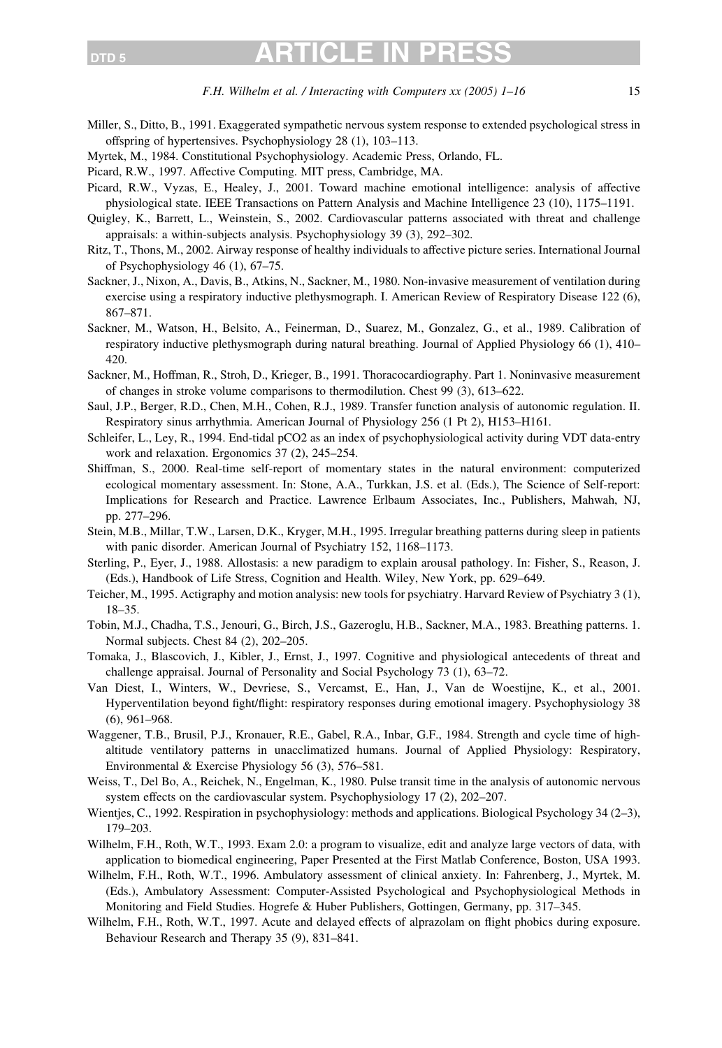Miller, S., Ditto, B., 1991. Exaggerated sympathetic nervous system response to extended psychological stress in offspring of hypertensives. Psychophysiology 28 (1), 103–113.

Myrtek, M., 1984. Constitutional Psychophysiology. Academic Press, Orlando, FL.

Picard, R.W., 1997. Affective Computing. MIT press, Cambridge, MA.

Picard, R.W., Vyzas, E., Healey, J., 2001. Toward machine emotional intelligence: analysis of affective physiological state. IEEE Transactions on Pattern Analysis and Machine Intelligence 23 (10), 1175–1191.

Quigley, K., Barrett, L., Weinstein, S., 2002. Cardiovascular patterns associated with threat and challenge appraisals: a within-subjects analysis. Psychophysiology 39 (3), 292–302.

Ritz, T., Thons, M., 2002. Airway response of healthy individuals to affective picture series. International Journal of Psychophysiology 46 (1), 67–75.

Sackner, J., Nixon, A., Davis, B., Atkins, N., Sackner, M., 1980. Non-invasive measurement of ventilation during exercise using a respiratory inductive plethysmograph. I. American Review of Respiratory Disease 122 (6), 867–871.

Sackner, M., Watson, H., Belsito, A., Feinerman, D., Suarez, M., Gonzalez, G., et al., 1989. Calibration of respiratory inductive plethysmograph during natural breathing. Journal of Applied Physiology 66 (1), 410–420.

Sackner, M., Hoffman, R., Stroh, D., Krieger, B., 1991. Thoracocardiography. Part 1. Noninvasive measurement of changes in stroke volume comparisons to thermodilution. Chest 99 (3), 613–622.

Saul, J.P., Berger, R.D., Chen, M.H., Cohen, R.J., 1989. Transfer function analysis of autonomic regulation. II. Respiratory sinus arrhythmia. American Journal of Physiology 256 (1 Pt 2), H153–H161.

Schleifer, L., Ley, R., 1994. End-tidal pCO2 as an index of psychophysiological activity during VDT data-entry work and relaxation. Ergonomics 37 (2), 245–254.

Shiffman, S., 2000. Real-time self-report of momentary states in the natural environment: computerized ecological momentary assessment. In: Stone, A.A., Turkkan, J.S. et al. (Eds.), The Science of Self-report: Implications for Research and Practice. Lawrence Erlbaum Associates, Inc., Publishers, Mahwah, NJ, pp. 277–296.

Stein, M.B., Millar, T.W., Larsen, D.K., Kryger, M.H., 1995. Irregular breathing patterns during sleep in patients with panic disorder. American Journal of Psychiatry 152, 1168–1173.

Sterling, P., Eyer, J., 1988. Allostasis: a new paradigm to explain arousal pathology. In: Fisher, S., Reason, J. (Eds.), Handbook of Life Stress, Cognition and Health. Wiley, New York, pp. 629–649.

Teicher, M., 1995. Actigraphy and motion analysis: new tools for psychiatry. Harvard Review of Psychiatry 3 (1), 18–35.

Tobin, M.J., Chadha, T.S., Jenouri, G., Birch, J.S., Gazeroglu, H.B., Sackner, M.A., 1983. Breathing patterns. 1. Normal subjects. Chest 84 (2), 202–205.

Tomaka, J., Blascovich, J., Kibler, J., Ernst, J., 1997. Cognitive and physiological antecedents of threat and challenge appraisal. Journal of Personality and Social Psychology 73 (1), 63–72.

Van Diest, I., Winters, W., Devriese, S., Vercamst, E., Han, J., Van de Woestijne, K., et al., 2001. Hyperventilation beyond fight/flight: respiratory responses during emotional imagery. Psychophysiology 38 (6), 961–968.

Waggener, T.B., Brusil, P.J., Kronauer, R.E., Gabel, R.A., Inbar, G.F., 1984. Strength and cycle time of high-altitude ventilatory patterns in unacclimatized humans. Journal of Applied Physiology: Respiratory, Environmental & Exercise Physiology 56 (3), 576–581.

Weiss, T., Del Bo, A., Reichek, N., Engelman, K., 1980. Pulse transit time in the analysis of autonomic nervous system effects on the cardiovascular system. Psychophysiology 17 (2), 202–207.

Wientjes, C., 1992. Respiration in psychophysiology: methods and applications. Biological Psychology 34 (2–3), 179–203.

Wilhelm, F.H., Roth, W.T., 1993. Exam 2.0: a program to visualize, edit and analyze large vectors of data, with application to biomedical engineering, Paper Presented at the First Matlab Conference, Boston, USA 1993.

Wilhelm, F.H., Roth, W.T., 1996. Ambulatory assessment of clinical anxiety. In: Fahrenberg, J., Myrtek, M. (Eds.), Ambulatory Assessment: Computer-Assisted Psychological and Psychophysiological Methods in Monitoring and Field Studies. Hogrefe & Huber Publishers, Gottingen, Germany, pp. 317–345.

Wilhelm, F.H., Roth, W.T., 1997. Acute and delayed effects of alprazolam on flight phobics during exposure. Behaviour Research and Therapy 35 (9), 831–841.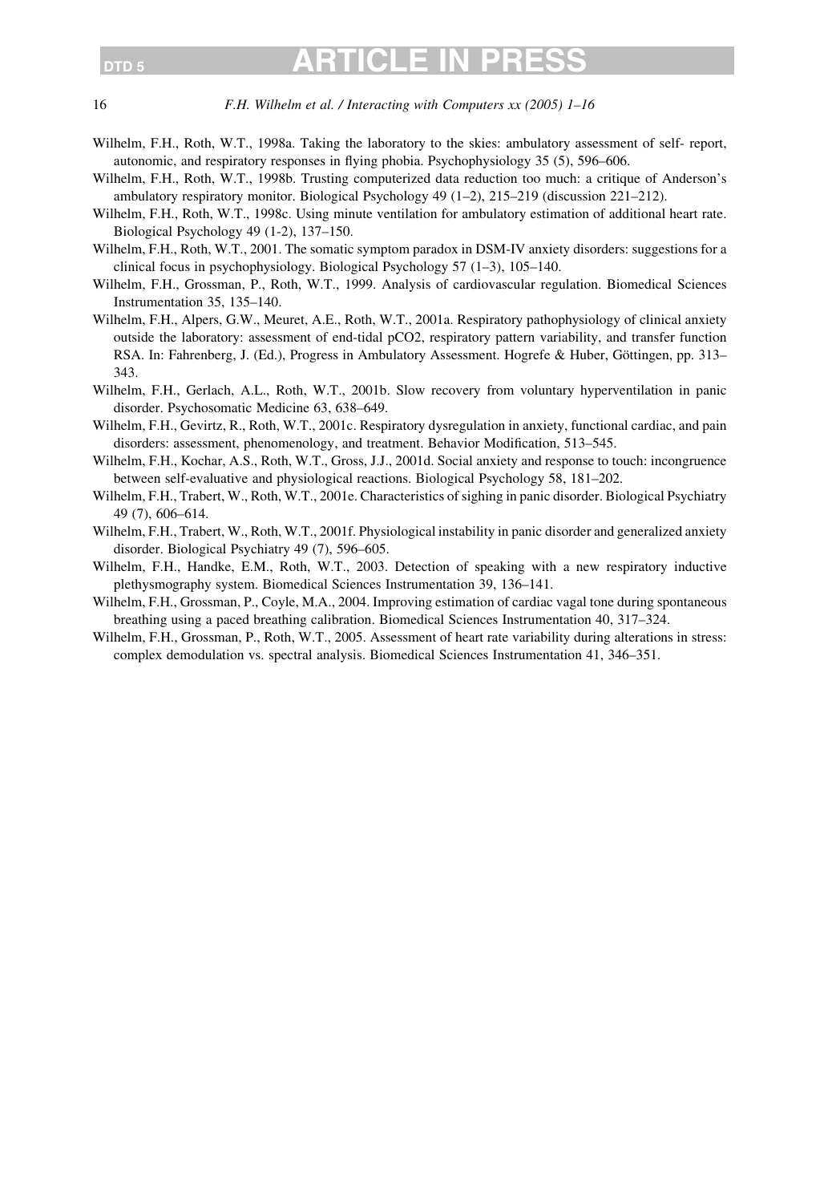Wilhelm, F.H., Roth, W.T., 1998a. Taking the laboratory to the skies: ambulatory assessment of self- report, autonomic, and respiratory responses in flying phobia. Psychophysiology 35 (5), 596–606.

Wilhelm, F.H., Roth, W.T., 1998b. Trusting computerized data reduction too much: a critique of Anderson's ambulatory respiratory monitor. Biological Psychology 49 (1–2), 215–219 (discussion 221–212).

Wilhelm, F.H., Roth, W.T., 1998c. Using minute ventilation for ambulatory estimation of additional heart rate. Biological Psychology 49 (1-2), 137–150.

Wilhelm, F.H., Roth, W.T., 2001. The somatic symptom paradox in DSM-IV anxiety disorders: suggestions for a clinical focus in psychophysiology. Biological Psychology 57 (1–3), 105–140.

Wilhelm, F.H., Grossman, P., Roth, W.T., 1999. Analysis of cardiovascular regulation. Biomedical Sciences Instrumentation 35, 135–140.

Wilhelm, F.H., Alpers, G.W., Meuret, A.E., Roth, W.T., 2001a. Respiratory pathophysiology of clinical anxiety outside the laboratory: assessment of end-tidal pCO2, respiratory pattern variability, and transfer function RSA. In: Fahrenberg, J. (Ed.), Progress in Ambulatory Assessment. Hogrefe & Huber, Göttingen, pp. 313–343.

Wilhelm, F.H., Gerlach, A.L., Roth, W.T., 2001b. Slow recovery from voluntary hyperventilation in panic disorder. Psychosomatic Medicine 63, 638–649.

Wilhelm, F.H., Gevirtz, R., Roth, W.T., 2001c. Respiratory dysregulation in anxiety, functional cardiac, and pain disorders: assessment, phenomenology, and treatment. Behavior Modification, 513–545.

Wilhelm, F.H., Kochar, A.S., Roth, W.T., Gross, J.J., 2001d. Social anxiety and response to touch: incongruence between self-evaluative and physiological reactions. Biological Psychology 58, 181–202.

Wilhelm, F.H., Trabert, W., Roth, W.T., 2001e. Characteristics of sighing in panic disorder. Biological Psychiatry 49 (7), 606–614.

Wilhelm, F.H., Trabert, W., Roth, W.T., 2001f. Physiological instability in panic disorder and generalized anxiety disorder. Biological Psychiatry 49 (7), 596–605.

Wilhelm, F.H., Handke, E.M., Roth, W.T., 2003. Detection of speaking with a new respiratory inductive plethysmography system. Biomedical Sciences Instrumentation 39, 136–141.

Wilhelm, F.H., Grossman, P., Coyle, M.A., 2004. Improving estimation of cardiac vagal tone during spontaneous breathing using a paced breathing calibration. Biomedical Sciences Instrumentation 40, 317–324.

Wilhelm, F.H., Grossman, P., Roth, W.T., 2005. Assessment of heart rate variability during alterations in stress: complex demodulation vs. spectral analysis. Biomedical Sciences Instrumentation 41, 346–351.